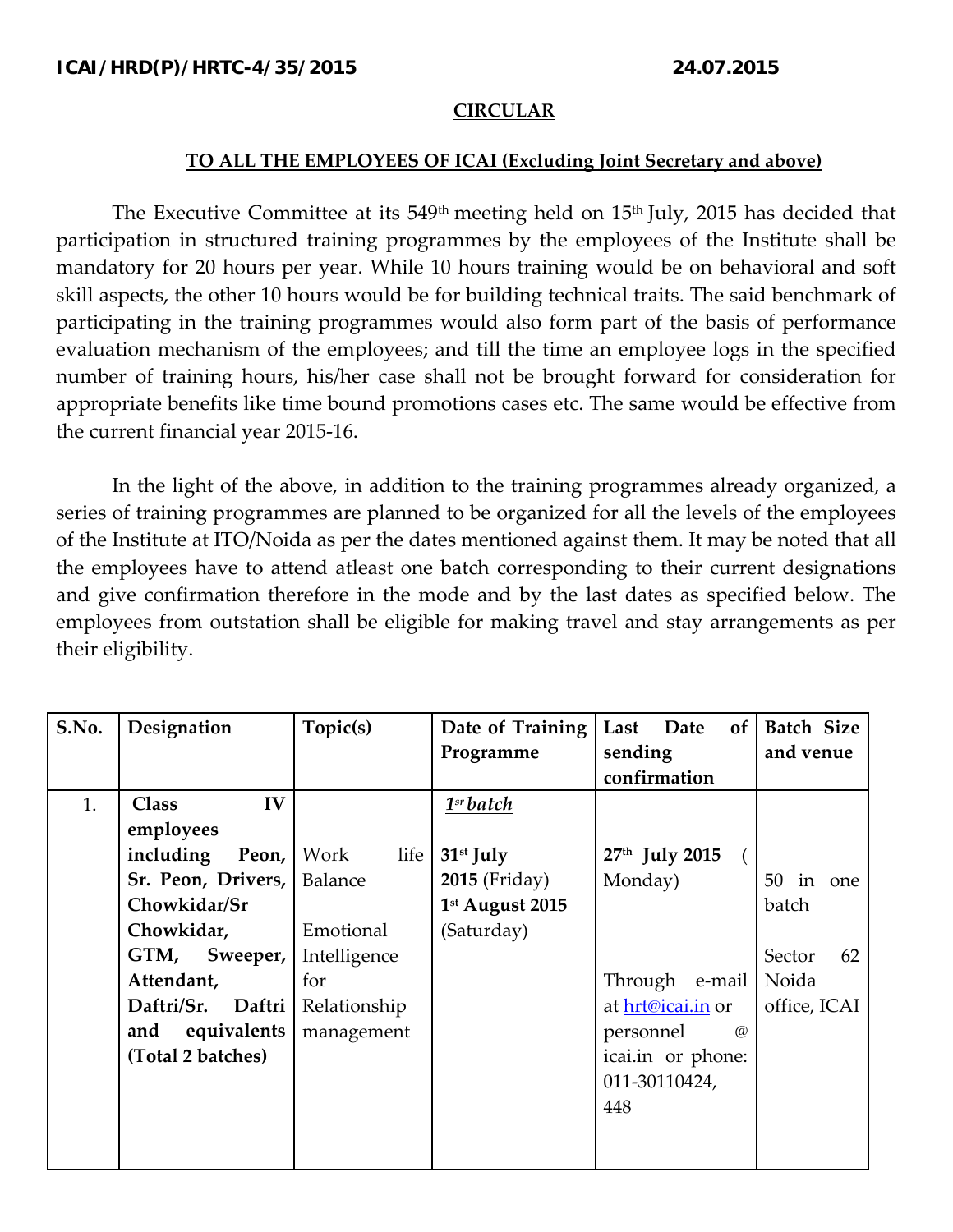ICAI/HRD(P)/HRTC-4/35/2015 24.07.2015

**CIRCULAR**

**TO ALL THE EMPLOYEES OF ICAI (Excluding Joint Secretary and above)**

The Executive Committee at its 549th meeting held on 15th July, 2015 has decided that participation in structured training programmes by the employees of the Institute shall be mandatory for 20 hours per year. While 10 hours training would be on behavioral and soft skill aspects, the other 10 hours would be for building technical traits. The said benchmark of participating in the training programmes would also form part of the basis of performance evaluation mechanism of the employees; and till the time an employee logs in the specified number of training hours, his/her case shall not be brought forward for consideration for appropriate benefits like time bound promotions cases etc. The same would be effective from the current financial year 2015-16.

In the light of the above, in addition to the training programmes already organized, a series of training programmes are planned to be organized for all the levels of the employees of the Institute at ITO/Noida as per the dates mentioned against them. It may be noted that all the employees have to attend atleast one batch corresponding to their current designations and give confirmation therefore in the mode and by the last dates as specified below. The employees from outstation shall be eligible for making travel and stay arrangements as per their eligibility.

| S.No. | Designation | Topic(s) | Date of Training Programme | Last Date of sending confirmation | Batch Size and venue |
|---|---|---|---|---|---|
| 1. | **Class IV employees including Peon, Sr. Peon, Drivers, Chowkidar/Sr Chowkidar, GTM, Sweeper, Attendant, Daftri/Sr. Daftri and equivalents (Total 2 batches)** | Work life Balance<br><br>Emotional Intelligence for Relationship management | ***1sr batch***<br><br>**31st July 2015** (Friday)<br>**1st August 2015** (Saturday) | **27th July 2015** ( Monday)<br><br>Through e-mail at hrt@icai.in or personnel @ icai.in or phone: 011-30110424, 448 | 50 in one batch<br><br>Sector 62 Noida office, ICAI |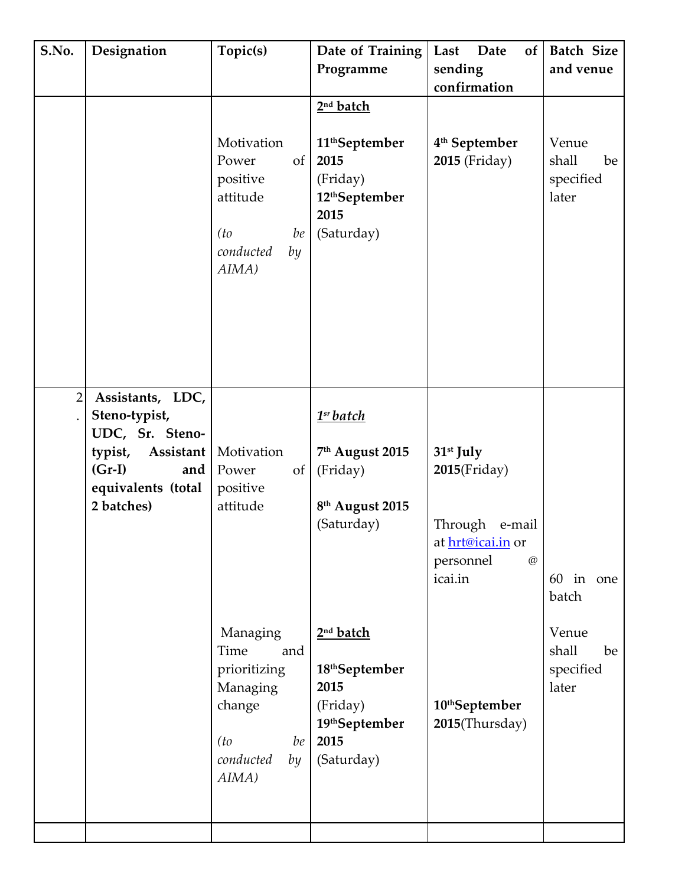| S.No. | Designation | Topic(s) | Date of Training Programme | Last Date of sending confirmation | Batch Size and venue |
|---|---|---|---|---|---|
| | | Motivation Power of positive attitude<br><br>*(to be conducted by AIMA)* | **2nd batch**<br><br>**11th September 2015** (Friday)<br>**12th September 2015** (Saturday) | **4th September 2015** (Friday) | Venue shall be specified later |
| 2. | **Assistants, LDC, Steno-typist, UDC, Sr. Steno-typist, Assistant (Gr-I) and equivalents (total 2 batches)** | Motivation Power of positive attitude | ***1sr batch***<br><br>**7th August 2015** (Friday)<br><br>**8th August 2015** (Saturday) | **31st July 2015**(Friday)<br><br>Through e-mail at hrt@icai.in or personnel @ icai.in | 60 in one batch<br><br>Venue shall be specified later |
| | | Managing Time and prioritizing Managing change<br><br>*(to be conducted by AIMA)* | **2nd batch**<br><br>**18th September 2015** (Friday)<br>**19th September 2015** (Saturday) | **10th September 2015**(Thursday) | |
| | | | | | |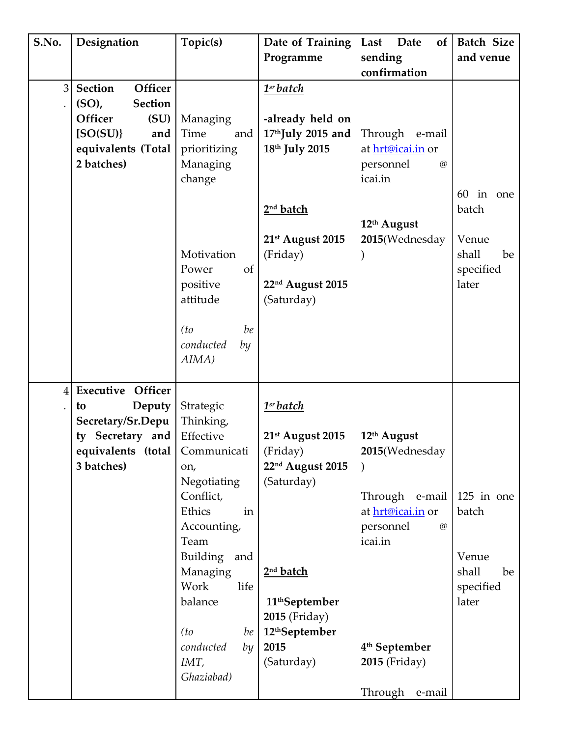| S.No. | Designation | Topic(s) | Date of Training Programme | Last Date of sending confirmation | Batch Size and venue |
|---|---|---|---|---|---|
| 3. | **Section Officer (SO), Section Officer (SU) [SO(SU)} and equivalents (Total 2 batches)** | Managing Time and prioritizing Managing change<br><br>Motivation Power of positive attitude<br><br>*(to be conducted by AIMA)* | ***1sr batch***<br><br>**-already held on 17thJuly 2015 and 18th July 2015**<br><br>***2nd batch***<br><br>**21st August 2015** (Friday)<br><br>**22nd August 2015** (Saturday) | Through e-mail at hrt@icai.in or personnel @ icai.in<br><br>**12th August 2015**(Wednesday) | 60 in one batch<br><br>Venue shall be specified later |
| 4. | **Executive Officer to Deputy Secretary/Sr.Deputy Secretary and equivalents (total 3 batches)** | Strategic Thinking, Effective Communication, Negotiating Conflict, Ethics in Accounting, Team Building and Managing Work life balance<br><br>*(to be conducted by IMT, Ghaziabad)* | ***1sr batch***<br><br>**21st August 2015** (Friday)<br>**22nd August 2015** (Saturday)<br><br>***2nd batch***<br><br>**11thSeptember 2015** (Friday)<br>**12thSeptember 2015** (Saturday) | **12th August 2015**(Wednesday)<br><br>Through e-mail at hrt@icai.in or personnel @ icai.in<br><br>**4th September 2015** (Friday)<br><br>Through e-mail | 125 in one batch<br><br>Venue shall be specified later |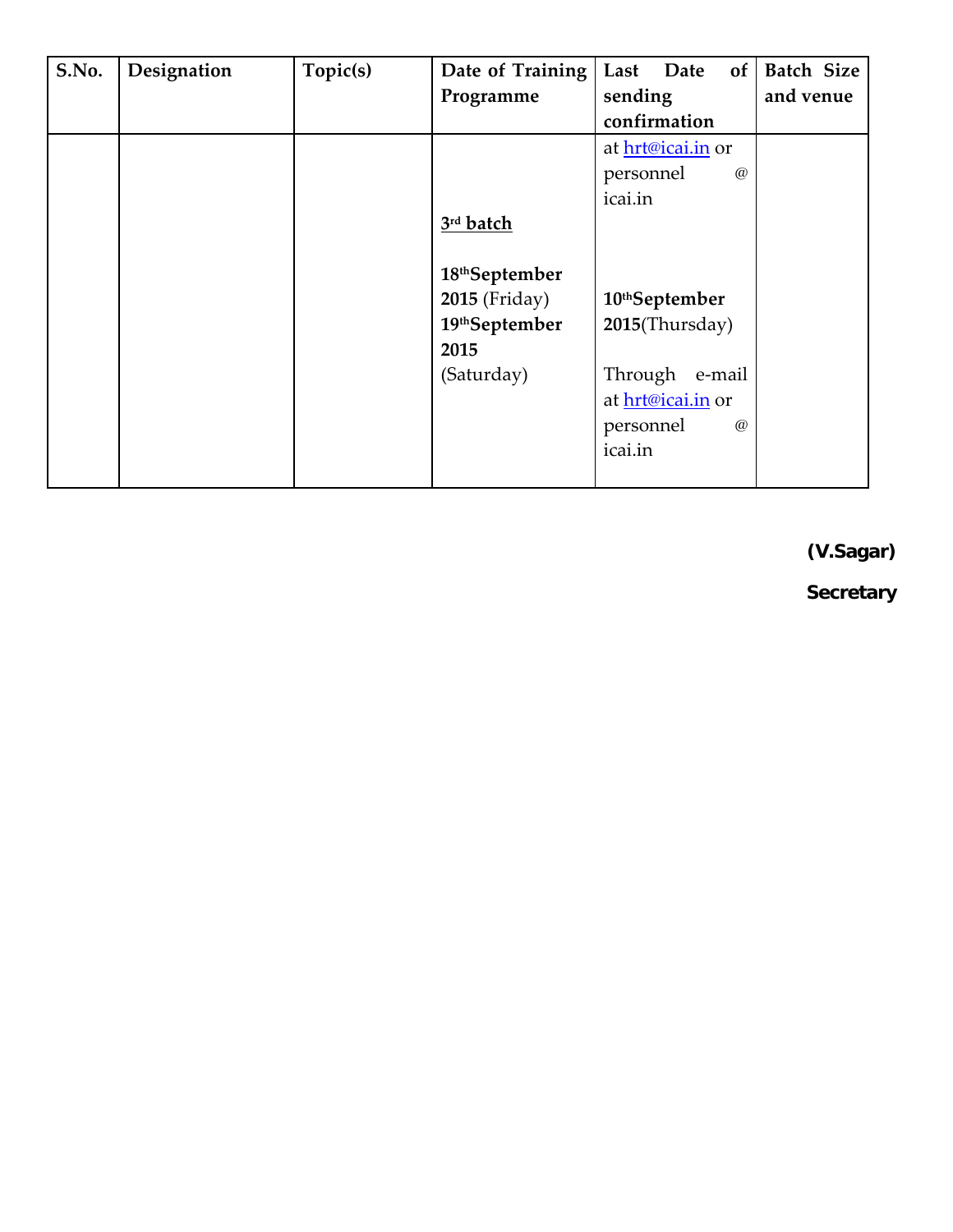| S.No. | Designation | Topic(s) | Date of Training Programme | Last Date of sending confirmation | Batch Size and venue |
|---|---|---|---|---|---|
| | | | **3rd batch**<br><br>**18th September 2015** (Friday)<br>**19th September 2015** (Saturday) | at hrt@icai.in or personnel @ icai.in<br><br>**10th September 2015**(Thursday)<br><br>Through e-mail at hrt@icai.in or personnel @ icai.in | |

**(V.Sagar)**

**Secretary**